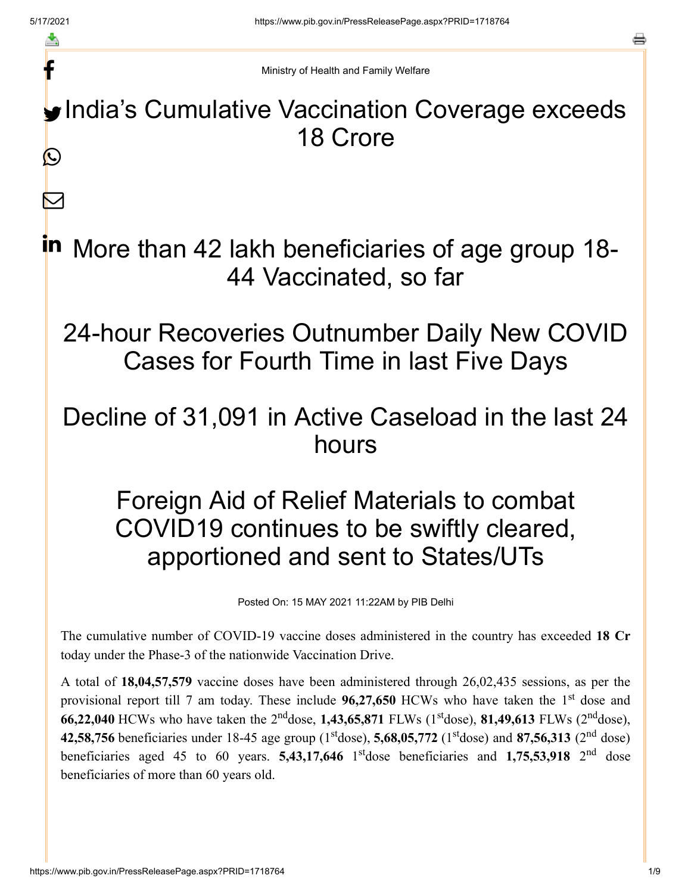Ministry of Health and Family Welfare

# India's Cumulative Vaccination Coverage exceeds 18 Crore

## More than 42 lakh beneficiaries of age group 18-44 Vaccinated, so far

## 24-hour Recoveries Outnumber Daily New COVID Cases for Fourth Time in last Five Days

## Decline of 31,091 in Active Caseload in the last 24 hours

## Foreign Aid of Relief Materials to combat COVID19 continues to be swiftly cleared, apportioned and sent to States/UTs

Posted On: 15 MAY 2021 11:22AM by PIB Delhi

The cumulative number of COVID-19 vaccine doses administered in the country has exceeded **18 Cr** today under the Phase-3 of the nationwide Vaccination Drive.

A total of **18,04,57,579** vaccine doses have been administered through 26,02,435 sessions, as per the provisional report till 7 am today. These include **96,27,650** HCWs who have taken the 1st dose and **66,22,040** HCWs who have taken the 2nd dose, **1,43,65,871** FLWs (1st dose), **81,49,613** FLWs (2nd dose), **42,58,756** beneficiaries under 18-45 age group (1st dose), **5,68,05,772** (1st dose) and **87,56,313** (2nd dose) beneficiaries aged 45 to 60 years. **5,43,17,646** 1st dose beneficiaries and **1,75,53,918** 2nd dose beneficiaries of more than 60 years old.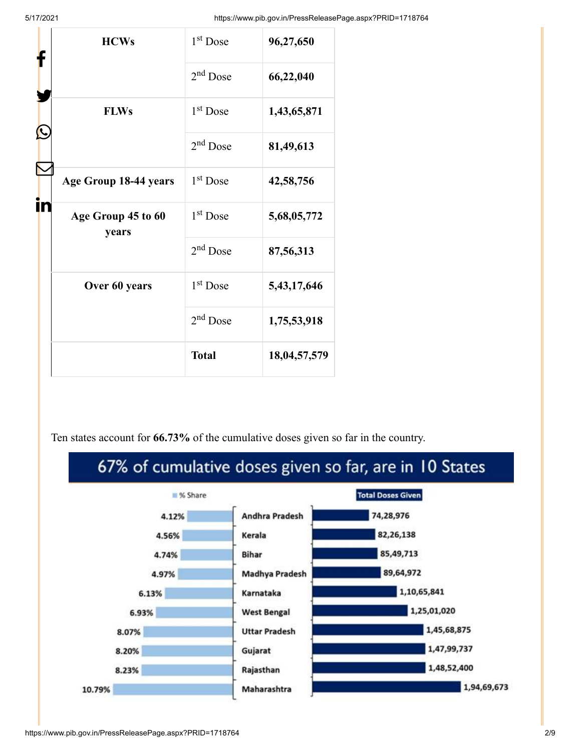| | | |
|---|---|---|
| **HCWs** | 1st Dose | **96,27,650** |
| | 2nd Dose | **66,22,040** |
| **FLWs** | 1st Dose | **1,43,65,871** |
| | 2nd Dose | **81,49,613** |
| **Age Group 18-44 years** | 1st Dose | **42,58,756** |
| **Age Group 45 to 60 years** | 1st Dose | **5,68,05,772** |
| | 2nd Dose | **87,56,313** |
| **Over 60 years** | 1st Dose | **5,43,17,646** |
| | 2nd Dose | **1,75,53,918** |
| | **Total** | **18,04,57,579** |

Ten states account for **66.73%** of the cumulative doses given so far in the country.

## 67% of cumulative doses given so far, are in 10 States

| % Share | State | Total Doses Given |
|---|---|---|
| 4.12% | Andhra Pradesh | 74,28,976 |
| 4.56% | Kerala | 82,26,138 |
| 4.74% | Bihar | 85,49,713 |
| 4.97% | Madhya Pradesh | 89,64,972 |
| 6.13% | Karnataka | 1,10,65,841 |
| 6.93% | West Bengal | 1,25,01,020 |
| 8.07% | Uttar Pradesh | 1,45,68,875 |
| 8.20% | Gujarat | 1,47,99,737 |
| 8.23% | Rajasthan | 1,48,52,400 |
| 10.79% | Maharashtra | 1,94,69,673 |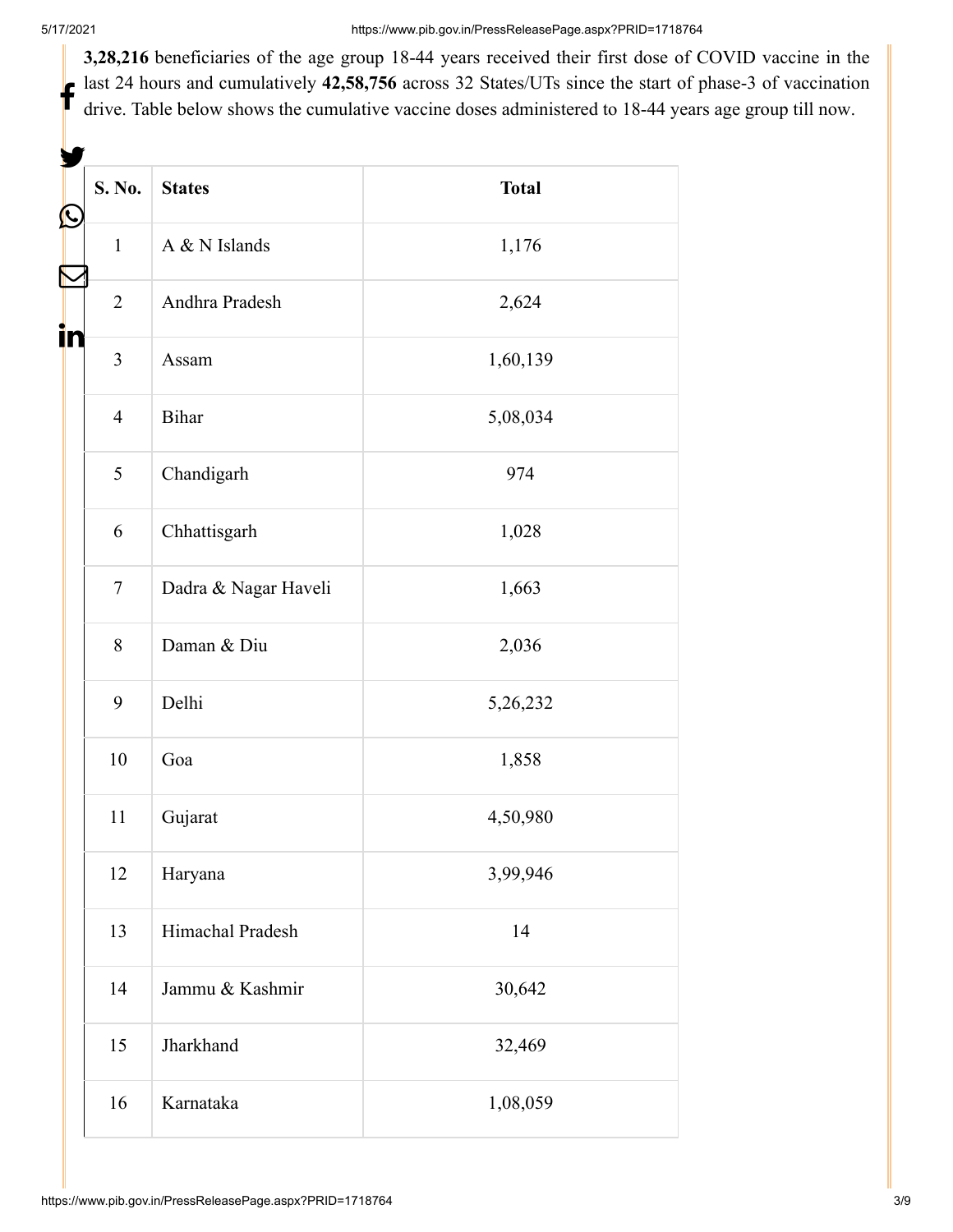**3,28,216** beneficiaries of the age group 18-44 years received their first dose of COVID vaccine in the last 24 hours and cumulatively **42,58,756** across 32 States/UTs since the start of phase-3 of vaccination drive. Table below shows the cumulative vaccine doses administered to 18-44 years age group till now.

| S. No. | States | Total |
|---|---|---|
| 1 | A & N Islands | 1,176 |
| 2 | Andhra Pradesh | 2,624 |
| 3 | Assam | 1,60,139 |
| 4 | Bihar | 5,08,034 |
| 5 | Chandigarh | 974 |
| 6 | Chhattisgarh | 1,028 |
| 7 | Dadra & Nagar Haveli | 1,663 |
| 8 | Daman & Diu | 2,036 |
| 9 | Delhi | 5,26,232 |
| 10 | Goa | 1,858 |
| 11 | Gujarat | 4,50,980 |
| 12 | Haryana | 3,99,946 |
| 13 | Himachal Pradesh | 14 |
| 14 | Jammu & Kashmir | 30,642 |
| 15 | Jharkhand | 32,469 |
| 16 | Karnataka | 1,08,059 |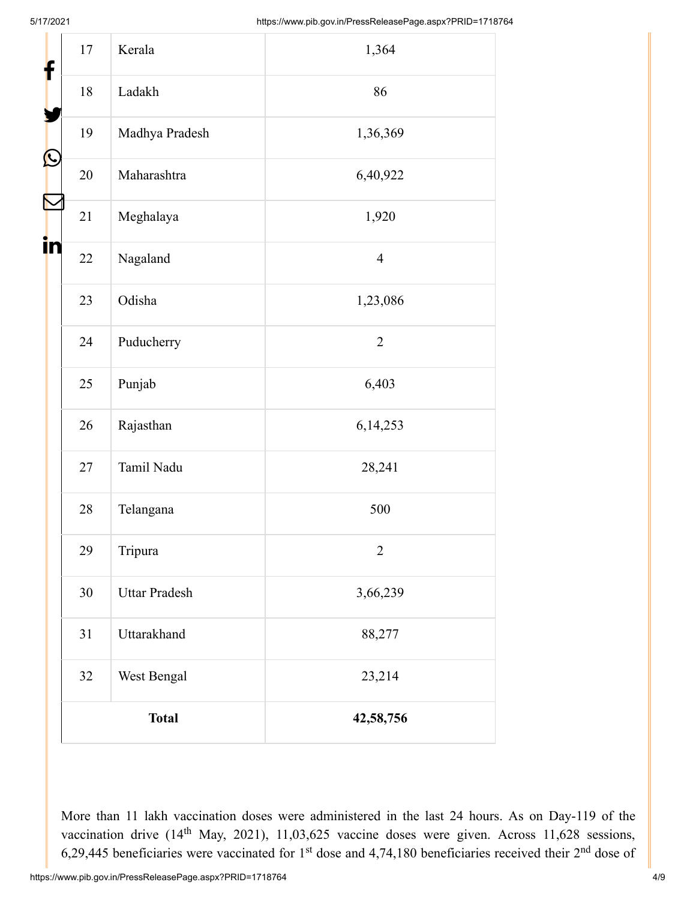| 17 | Kerala | 1,364 |
|---|---|---|
| 18 | Ladakh | 86 |
| 19 | Madhya Pradesh | 1,36,369 |
| 20 | Maharashtra | 6,40,922 |
| 21 | Meghalaya | 1,920 |
| 22 | Nagaland | 4 |
| 23 | Odisha | 1,23,086 |
| 24 | Puducherry | 2 |
| 25 | Punjab | 6,403 |
| 26 | Rajasthan | 6,14,253 |
| 27 | Tamil Nadu | 28,241 |
| 28 | Telangana | 500 |
| 29 | Tripura | 2 |
| 30 | Uttar Pradesh | 3,66,239 |
| 31 | Uttarakhand | 88,277 |
| 32 | West Bengal | 23,214 |
| **Total** | | **42,58,756** |

More than 11 lakh vaccination doses were administered in the last 24 hours. As on Day-119 of the vaccination drive (14th May, 2021), 11,03,625 vaccine doses were given. Across 11,628 sessions, 6,29,445 beneficiaries were vaccinated for 1st dose and 4,74,180 beneficiaries received their 2nd dose of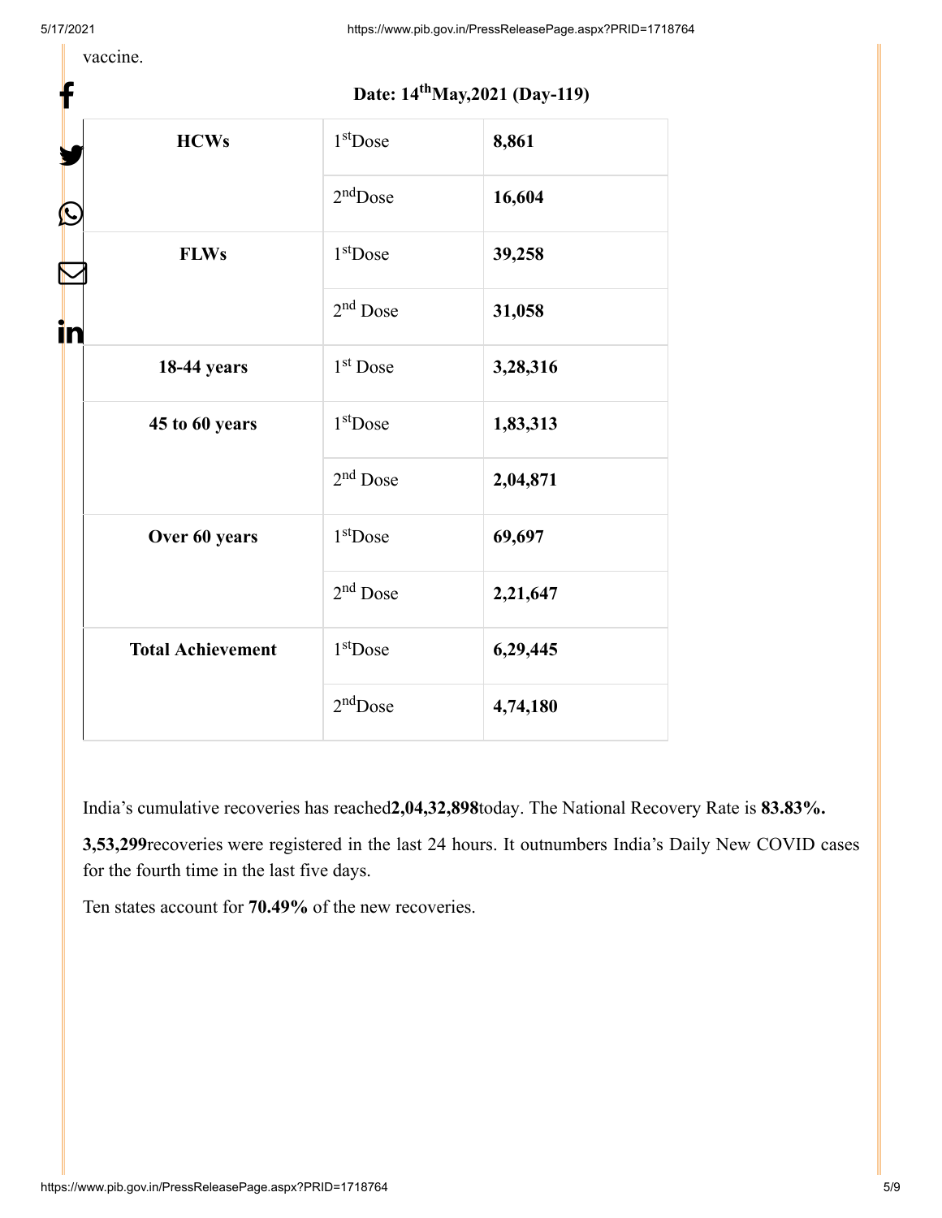vaccine.

**Date: 14th May,2021 (Day-119)**

| | | |
|---|---|---|
| **HCWs** | 1st Dose | **8,861** |
| | 2nd Dose | **16,604** |
| **FLWs** | 1st Dose | **39,258** |
| | 2nd Dose | **31,058** |
| **18-44 years** | 1st Dose | **3,28,316** |
| **45 to 60 years** | 1st Dose | **1,83,313** |
| | 2nd Dose | **2,04,871** |
| **Over 60 years** | 1st Dose | **69,697** |
| | 2nd Dose | **2,21,647** |
| **Total Achievement** | 1st Dose | **6,29,445** |
| | 2nd Dose | **4,74,180** |

India's cumulative recoveries has reached **2,04,32,898** today. The National Recovery Rate is **83.83%.**

**3,53,299** recoveries were registered in the last 24 hours. It outnumbers India's Daily New COVID cases for the fourth time in the last five days.

Ten states account for **70.49%** of the new recoveries.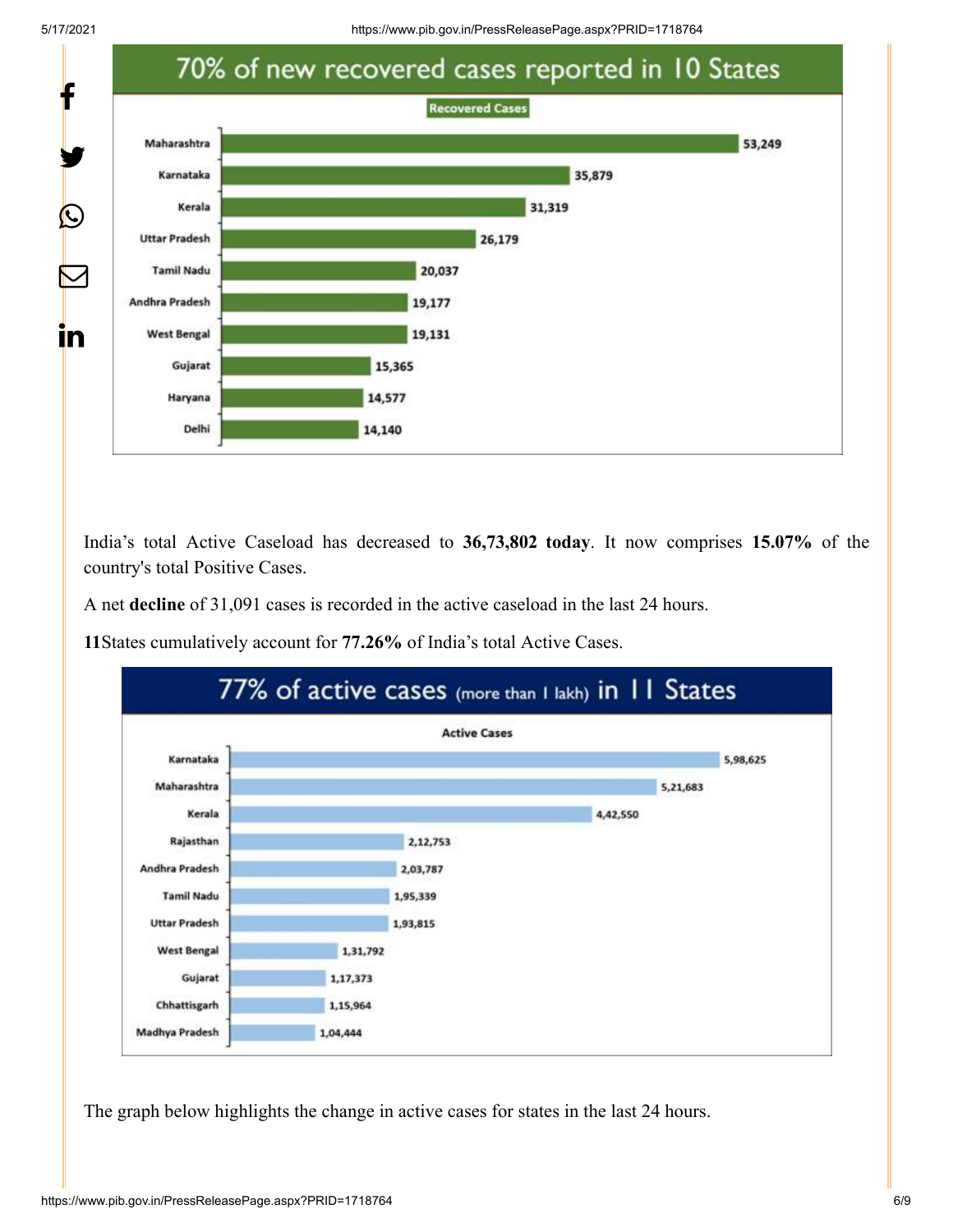## 70% of new recovered cases reported in 10 States

**Recovered Cases**

| State | Recovered Cases |
|---|---|
| Maharashtra | 53,249 |
| Karnataka | 35,879 |
| Kerala | 31,319 |
| Uttar Pradesh | 26,179 |
| Tamil Nadu | 20,037 |
| Andhra Pradesh | 19,177 |
| West Bengal | 19,131 |
| Gujarat | 15,365 |
| Haryana | 14,577 |
| Delhi | 14,140 |

India's total Active Caseload has decreased to **36,73,802 today**. It now comprises **15.07%** of the country's total Positive Cases.

A net **decline** of 31,091 cases is recorded in the active caseload in the last 24 hours.

**11** States cumulatively account for **77.26%** of India's total Active Cases.

## 77% of active cases (more than 1 lakh) in 11 States

**Active Cases**

| State | Active Cases |
|---|---|
| Karnataka | 5,98,625 |
| Maharashtra | 5,21,683 |
| Kerala | 4,42,550 |
| Rajasthan | 2,12,753 |
| Andhra Pradesh | 2,03,787 |
| Tamil Nadu | 1,95,339 |
| Uttar Pradesh | 1,93,815 |
| West Bengal | 1,31,792 |
| Gujarat | 1,17,373 |
| Chhattisgarh | 1,15,964 |
| Madhya Pradesh | 1,04,444 |

The graph below highlights the change in active cases for states in the last 24 hours.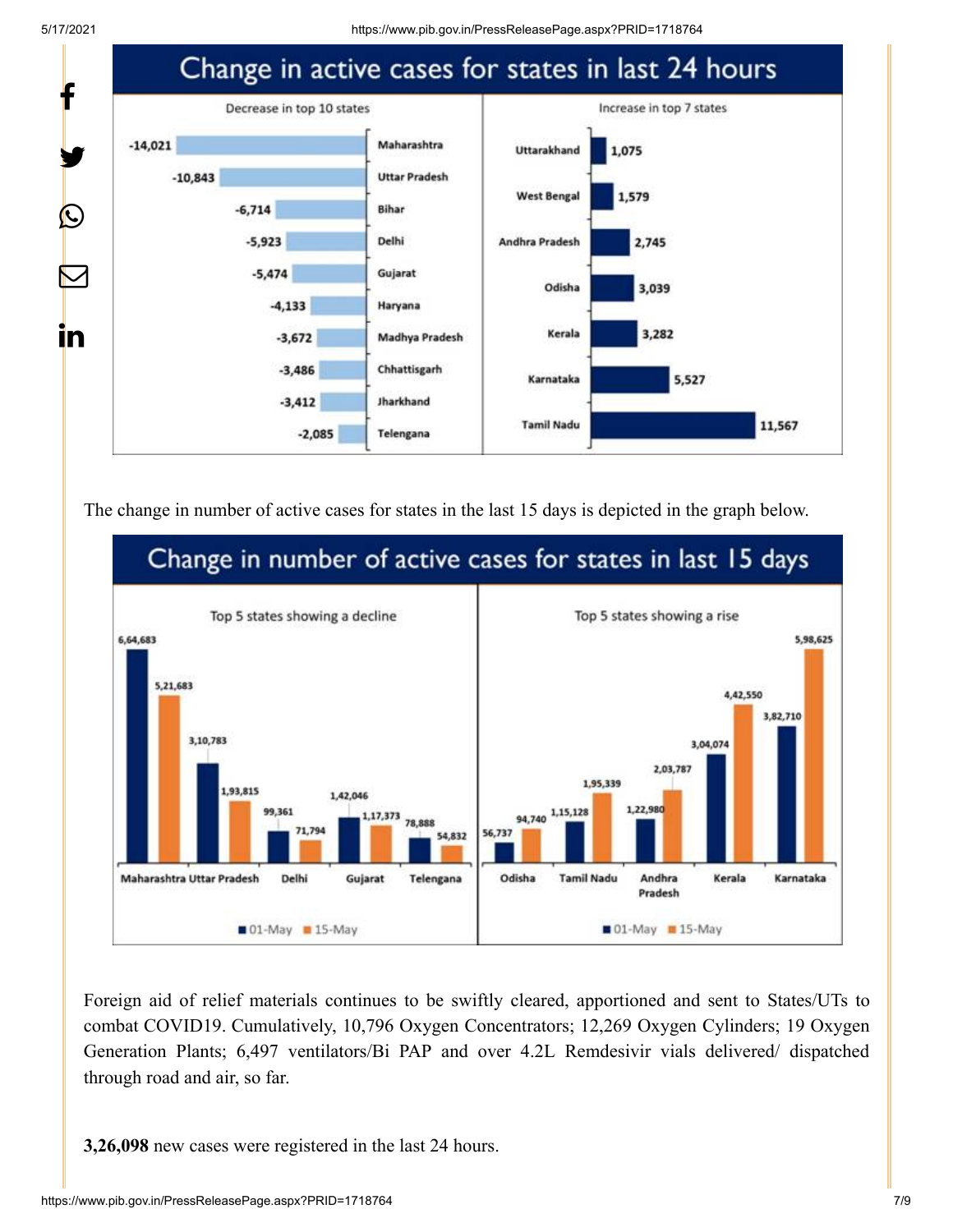## Change in active cases for states in last 24 hours

| Decrease in top 10 states | |
|---|---|
| Maharashtra | -14,021 |
| Uttar Pradesh | -10,843 |
| Bihar | -6,714 |
| Delhi | -5,923 |
| Gujarat | -5,474 |
| Haryana | -4,133 |
| Madhya Pradesh | -3,672 |
| Chhattisgarh | -3,486 |
| Jharkhand | -3,412 |
| Telengana | -2,085 |

| Increase in top 7 states | |
|---|---|
| Uttarakhand | 1,075 |
| West Bengal | 1,579 |
| Andhra Pradesh | 2,745 |
| Odisha | 3,039 |
| Kerala | 3,282 |
| Karnataka | 5,527 |
| Tamil Nadu | 11,567 |

The change in number of active cases for states in the last 15 days is depicted in the graph below.

## Change in number of active cases for states in last 15 days

| Top 5 states showing a decline | 01-May | 15-May |
|---|---|---|
| Maharashtra | 6,64,683 | 5,21,683 |
| Uttar Pradesh | 3,10,783 | 1,93,815 |
| Delhi | 99,361 | 71,794 |
| Gujarat | 1,42,046 | 1,17,373 |
| Telengana | 78,888 | 54,832 |

| Top 5 states showing a rise | 01-May | 15-May |
|---|---|---|
| Odisha | 56,737 | 94,740 |
| Tamil Nadu | 1,15,128 | 1,95,339 |
| Andhra Pradesh | 1,22,980 | 2,03,787 |
| Kerala | 3,04,074 | 4,42,550 |
| Karnataka | 3,82,710 | 5,98,625 |

Foreign aid of relief materials continues to be swiftly cleared, apportioned and sent to States/UTs to combat COVID19. Cumulatively, 10,796 Oxygen Concentrators; 12,269 Oxygen Cylinders; 19 Oxygen Generation Plants; 6,497 ventilators/Bi PAP and over 4.2L Remdesivir vials delivered/ dispatched through road and air, so far.

**3,26,098** new cases were registered in the last 24 hours.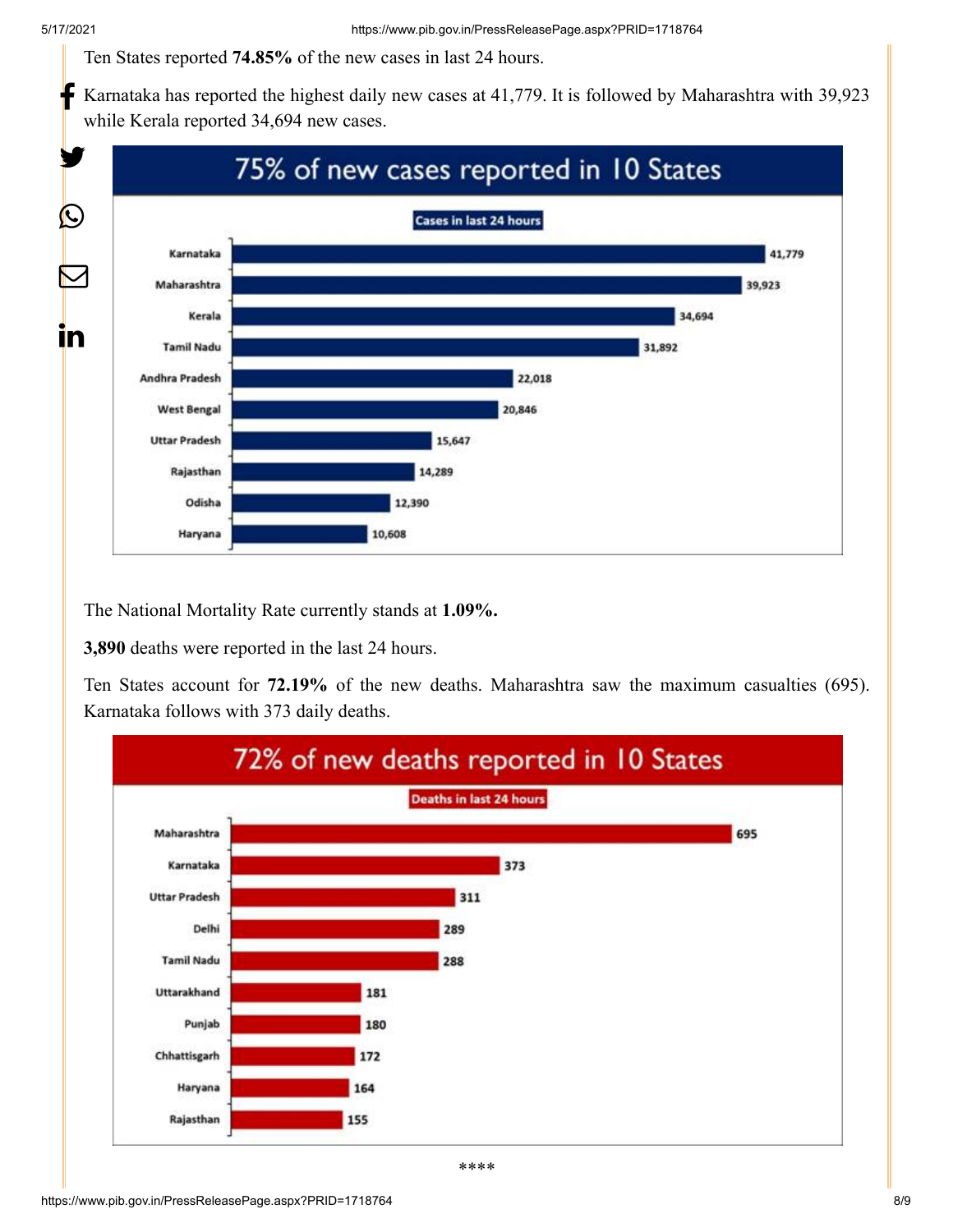Ten States reported **74.85%** of the new cases in last 24 hours.

Karnataka has reported the highest daily new cases at 41,779. It is followed by Maharashtra with 39,923 while Kerala reported 34,694 new cases.

**75% of new cases reported in 10 States**

Cases in last 24 hours

| State | Cases |
|---|---|
| Karnataka | 41,779 |
| Maharashtra | 39,923 |
| Kerala | 34,694 |
| Tamil Nadu | 31,892 |
| Andhra Pradesh | 22,018 |
| West Bengal | 20,846 |
| Uttar Pradesh | 15,647 |
| Rajasthan | 14,289 |
| Odisha | 12,390 |
| Haryana | 10,608 |

The National Mortality Rate currently stands at **1.09%.**

**3,890** deaths were reported in the last 24 hours.

Ten States account for **72.19%** of the new deaths. Maharashtra saw the maximum casualties (695). Karnataka follows with 373 daily deaths.

**72% of new deaths reported in 10 States**

Deaths in last 24 hours

| State | Deaths |
|---|---|
| Maharashtra | 695 |
| Karnataka | 373 |
| Uttar Pradesh | 311 |
| Delhi | 289 |
| Tamil Nadu | 288 |
| Uttarakhand | 181 |
| Punjab | 180 |
| Chhattisgarh | 172 |
| Haryana | 164 |
| Rajasthan | 155 |

****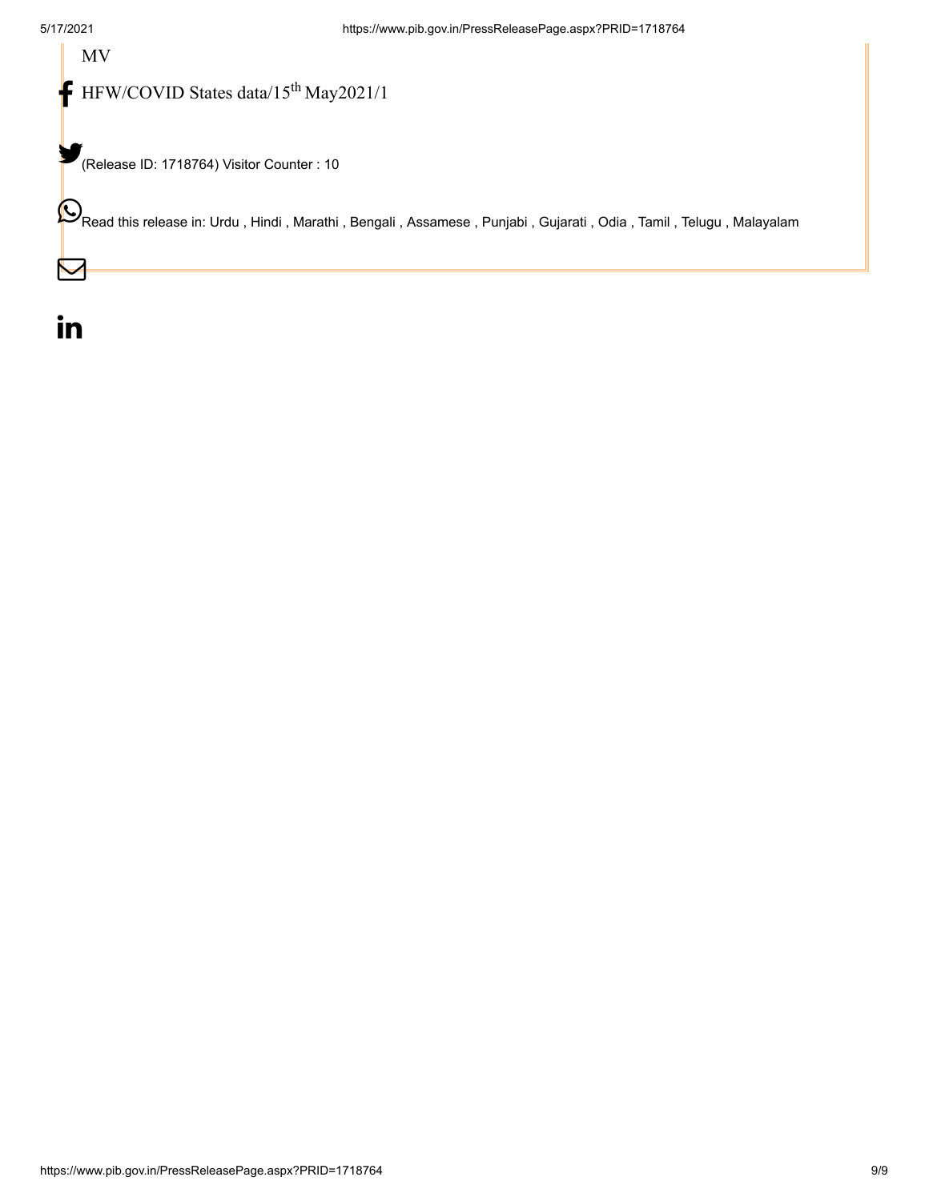MV

HFW/COVID States data/15th May2021/1

(Release ID: 1718764) Visitor Counter : 10

Read this release in: Urdu , Hindi , Marathi , Bengali , Assamese , Punjabi , Gujarati , Odia , Tamil , Telugu , Malayalam